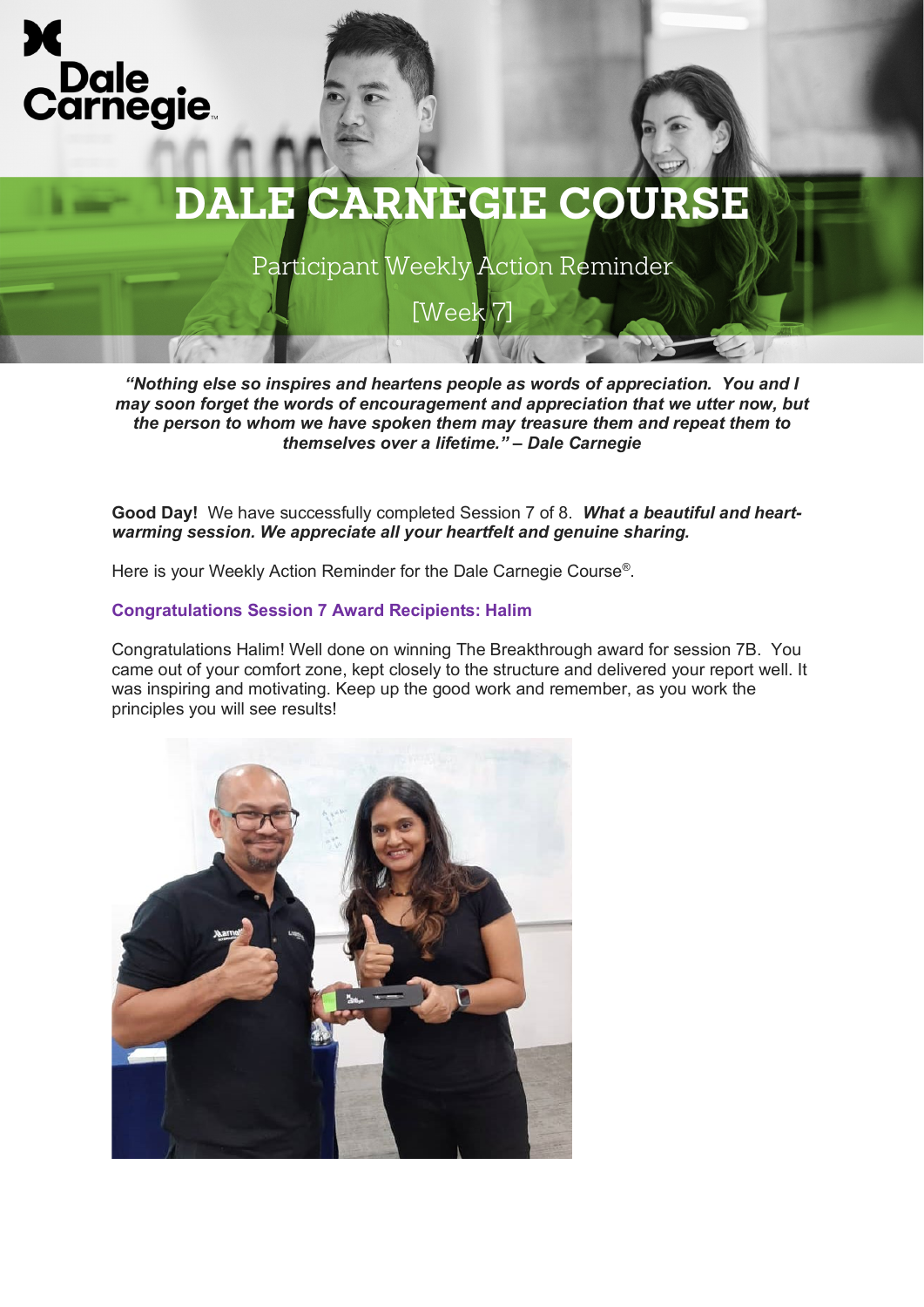# DALE CARNEGIE COURSE

## Participant Weekly Action Reminder

## [Week 7]

***"Nothing else so inspires and heartens people as words of appreciation. You and I may soon forget the words of encouragement and appreciation that we utter now, but the person to whom we have spoken them may treasure them and repeat them to themselves over a lifetime." – Dale Carnegie***

**Good Day!** We have successfully completed Session 7 of 8. ***What a beautiful and heart-warming session. We appreciate all your heartfelt and genuine sharing.***

Here is your Weekly Action Reminder for the Dale Carnegie Course®.

**Congratulations Session 7 Award Recipients: Halim**

Congratulations Halim! Well done on winning The Breakthrough award for session 7B. You came out of your comfort zone, kept closely to the structure and delivered your report well. It was inspiring and motivating. Keep up the good work and remember, as you work the principles you will see results!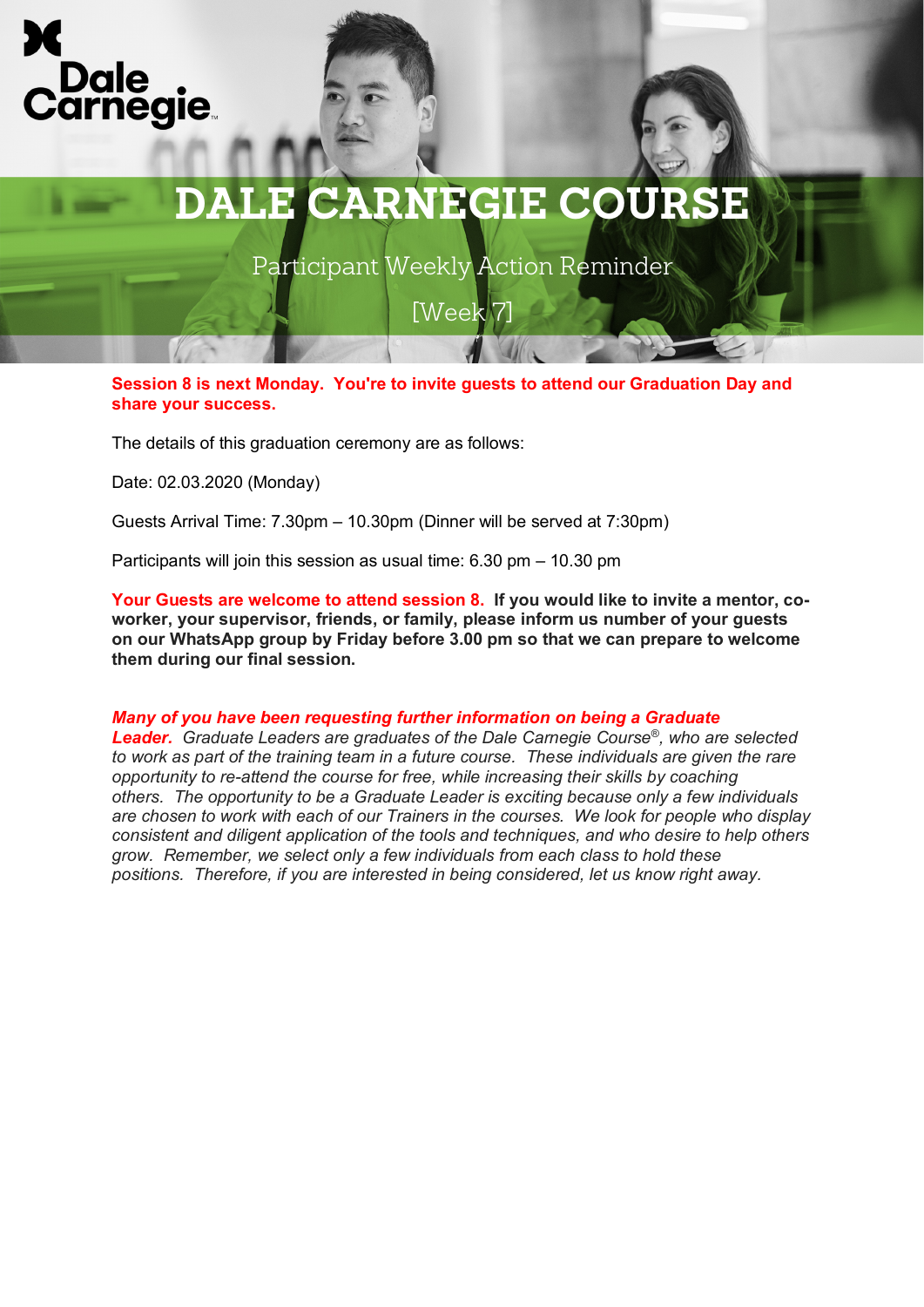Dale Carnegie

# DALE CARNEGIE COURSE

## Participant Weekly Action Reminder

## [Week 7]

**Session 8 is next Monday. You're to invite guests to attend our Graduation Day and share your success.**

The details of this graduation ceremony are as follows:

Date: 02.03.2020 (Monday)

Guests Arrival Time: 7.30pm – 10.30pm (Dinner will be served at 7:30pm)

Participants will join this session as usual time: 6.30 pm – 10.30 pm

**Your Guests are welcome to attend session 8. If you would like to invite a mentor, co-worker, your supervisor, friends, or family, please inform us number of your guests on our WhatsApp group by Friday before 3.00 pm so that we can prepare to welcome them during our final session.**

***Many of you have been requesting further information on being a Graduate Leader.*** *Graduate Leaders are graduates of the Dale Carnegie Course®, who are selected to work as part of the training team in a future course. These individuals are given the rare opportunity to re-attend the course for free, while increasing their skills by coaching others. The opportunity to be a Graduate Leader is exciting because only a few individuals are chosen to work with each of our Trainers in the courses. We look for people who display consistent and diligent application of the tools and techniques, and who desire to help others grow. Remember, we select only a few individuals from each class to hold these positions. Therefore, if you are interested in being considered, let us know right away.*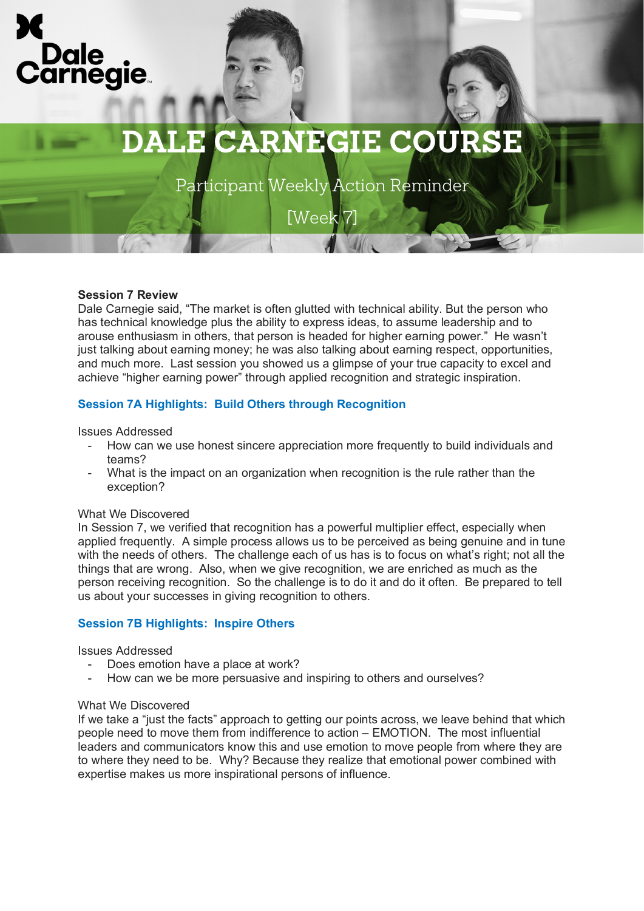# DALE CARNEGIE COURSE

Participant Weekly Action Reminder

[Week 7]

**Session 7 Review**

Dale Carnegie said, "The market is often glutted with technical ability. But the person who has technical knowledge plus the ability to express ideas, to assume leadership and to arouse enthusiasm in others, that person is headed for higher earning power." He wasn't just talking about earning money; he was also talking about earning respect, opportunities, and much more. Last session you showed us a glimpse of your true capacity to excel and achieve "higher earning power" through applied recognition and strategic inspiration.

## Session 7A Highlights: Build Others through Recognition

Issues Addressed

- How can we use honest sincere appreciation more frequently to build individuals and teams?
- What is the impact on an organization when recognition is the rule rather than the exception?

What We Discovered

In Session 7, we verified that recognition has a powerful multiplier effect, especially when applied frequently. A simple process allows us to be perceived as being genuine and in tune with the needs of others. The challenge each of us has is to focus on what's right; not all the things that are wrong. Also, when we give recognition, we are enriched as much as the person receiving recognition. So the challenge is to do it and do it often. Be prepared to tell us about your successes in giving recognition to others.

## Session 7B Highlights: Inspire Others

Issues Addressed

- Does emotion have a place at work?
- How can we be more persuasive and inspiring to others and ourselves?

What We Discovered

If we take a "just the facts" approach to getting our points across, we leave behind that which people need to move them from indifference to action – EMOTION. The most influential leaders and communicators know this and use emotion to move people from where they are to where they need to be. Why? Because they realize that emotional power combined with expertise makes us more inspirational persons of influence.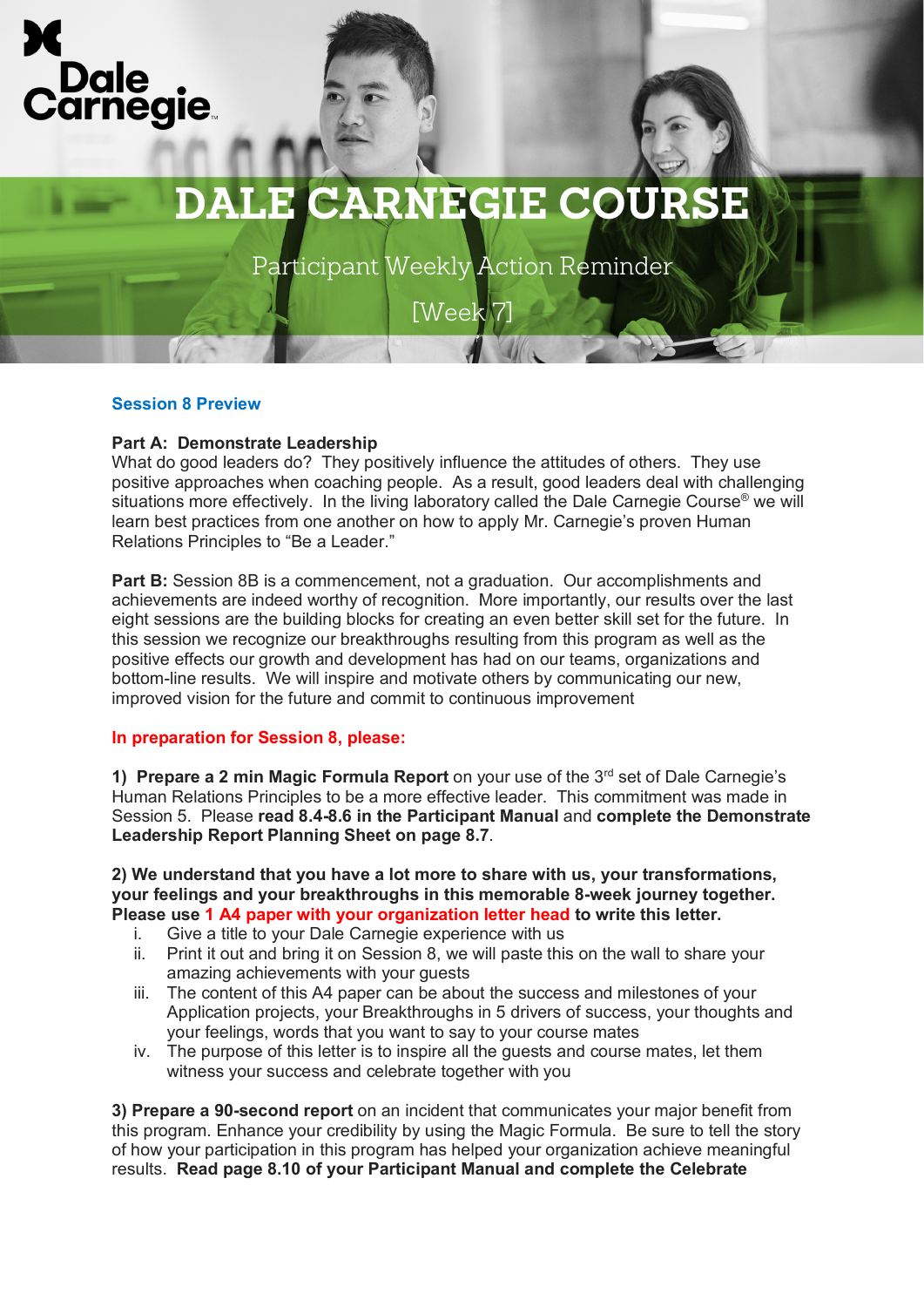Dale Carnegie

# DALE CARNEGIE COURSE

Participant Weekly Action Reminder

[Week 7]

## Session 8 Preview

**Part A: Demonstrate Leadership**
What do good leaders do? They positively influence the attitudes of others. They use positive approaches when coaching people. As a result, good leaders deal with challenging situations more effectively. In the living laboratory called the Dale Carnegie Course® we will learn best practices from one another on how to apply Mr. Carnegie's proven Human Relations Principles to "Be a Leader."

**Part B:** Session 8B is a commencement, not a graduation. Our accomplishments and achievements are indeed worthy of recognition. More importantly, our results over the last eight sessions are the building blocks for creating an even better skill set for the future. In this session we recognize our breakthroughs resulting from this program as well as the positive effects our growth and development has had on our teams, organizations and bottom-line results. We will inspire and motivate others by communicating our new, improved vision for the future and commit to continuous improvement

**In preparation for Session 8, please:**

**1) Prepare a 2 min Magic Formula Report** on your use of the 3rd set of Dale Carnegie's Human Relations Principles to be a more effective leader. This commitment was made in Session 5. Please **read 8.4-8.6 in the Participant Manual** and **complete the Demonstrate Leadership Report Planning Sheet on page 8.7**.

**2) We understand that you have a lot more to share with us, your transformations, your feelings and your breakthroughs in this memorable 8-week journey together. Please use 1 A4 paper with your organization letter head to write this letter.**

i. Give a title to your Dale Carnegie experience with us
ii. Print it out and bring it on Session 8, we will paste this on the wall to share your amazing achievements with your guests
iii. The content of this A4 paper can be about the success and milestones of your Application projects, your Breakthroughs in 5 drivers of success, your thoughts and your feelings, words that you want to say to your course mates
iv. The purpose of this letter is to inspire all the guests and course mates, let them witness your success and celebrate together with you

**3) Prepare a 90-second report** on an incident that communicates your major benefit from this program. Enhance your credibility by using the Magic Formula. Be sure to tell the story of how your participation in this program has helped your organization achieve meaningful results. **Read page 8.10 of your Participant Manual and complete the Celebrate**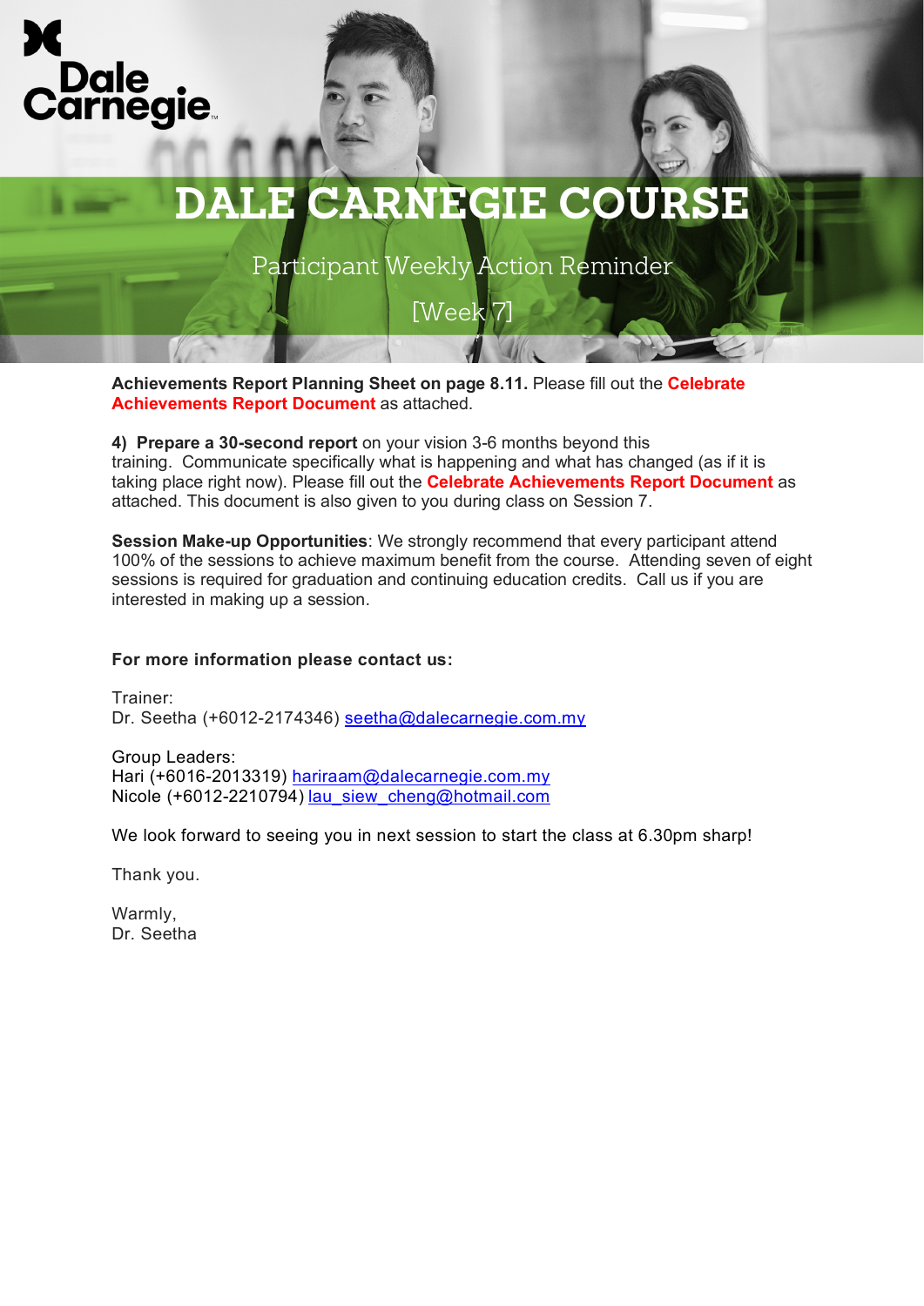# DALE CARNEGIE COURSE

Participant Weekly Action Reminder

[Week 7]

**Achievements Report Planning Sheet on page 8.11.** Please fill out the **Celebrate Achievements Report Document** as attached.

**4) Prepare a 30-second report** on your vision 3-6 months beyond this training. Communicate specifically what is happening and what has changed (as if it is taking place right now). Please fill out the **Celebrate Achievements Report Document** as attached. This document is also given to you during class on Session 7.

**Session Make-up Opportunities**: We strongly recommend that every participant attend 100% of the sessions to achieve maximum benefit from the course. Attending seven of eight sessions is required for graduation and continuing education credits. Call us if you are interested in making up a session.

**For more information please contact us:**

Trainer:
Dr. Seetha (+6012-2174346) seetha@dalecarnegie.com.my

Group Leaders:
Hari (+6016-2013319) hariraam@dalecarnegie.com.my
Nicole (+6012-2210794) lau_siew_cheng@hotmail.com

We look forward to seeing you in next session to start the class at 6.30pm sharp!

Thank you.

Warmly,
Dr. Seetha